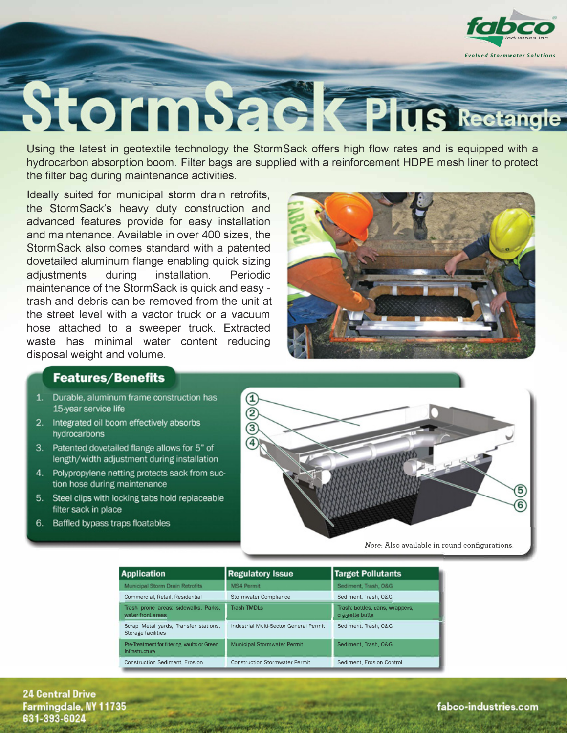fabco Industries Inc

Evolved Stormwater Solutions

# StormSack Plus Rectangle

Using the latest in geotextile technology the StormSack offers high flow rates and is equipped with a hydrocarbon absorption boom. Filter bags are supplied with a reinforcement HDPE mesh liner to protect the filter bag during maintenance activities.

Ideally suited for municipal storm drain retrofits, the StormSack's heavy duty construction and advanced features provide for easy installation and maintenance. Available in over 400 sizes, the StormSack also comes standard with a patented dovetailed aluminum flange enabling quick sizing adjustments during installation. Periodic maintenance of the StormSack is quick and easy - trash and debris can be removed from the unit at the street level with a vactor truck or a vacuum hose attached to a sweeper truck. Extracted waste has minimal water content reducing disposal weight and volume.

## Features/Benefits

1. Durable, aluminum frame construction has 15-year service life
2. Integrated oil boom effectively absorbs hydrocarbons
3. Patented dovetailed flange allows for 5" of length/width adjustment during installation
4. Polypropylene netting protects sack from suction hose during maintenance
5. Steel clips with locking tabs hold replaceable filter sack in place
6. Baffled bypass traps floatables

*Note*: Also available in round configurations.

| Application | Regulatory Issue | Target Pollutants |
|---|---|---|
| Municipal Storm Drain Retrofits | MS4 Permit | Sediment, Trash, O&G |
| Commercial, Retail, Residential | Stormwater Compliance | Sediment, Trash, O&G |
| Trash prone areas: sidewalks, Parks, water front areas | Trash TMDLs | Trash: bottles, cans, wrappers, cigarette butts |
| Scrap Metal yards, Transfer stations, Storage facilities | Industrial Multi-Sector General Permit | Sediment, Trash, O&G |
| Pre-Treatment for filtering vaults or Green Infrastructure | Municipal Stormwater Permit | Sediment, Trash, O&G |
| Construction Sediment, Erosion | Construction Stormwater Permit | Sediment, Erosion Control |

24 Central Drive
Farmingdale, NY 11735
631-393-6024

fabco-industries.com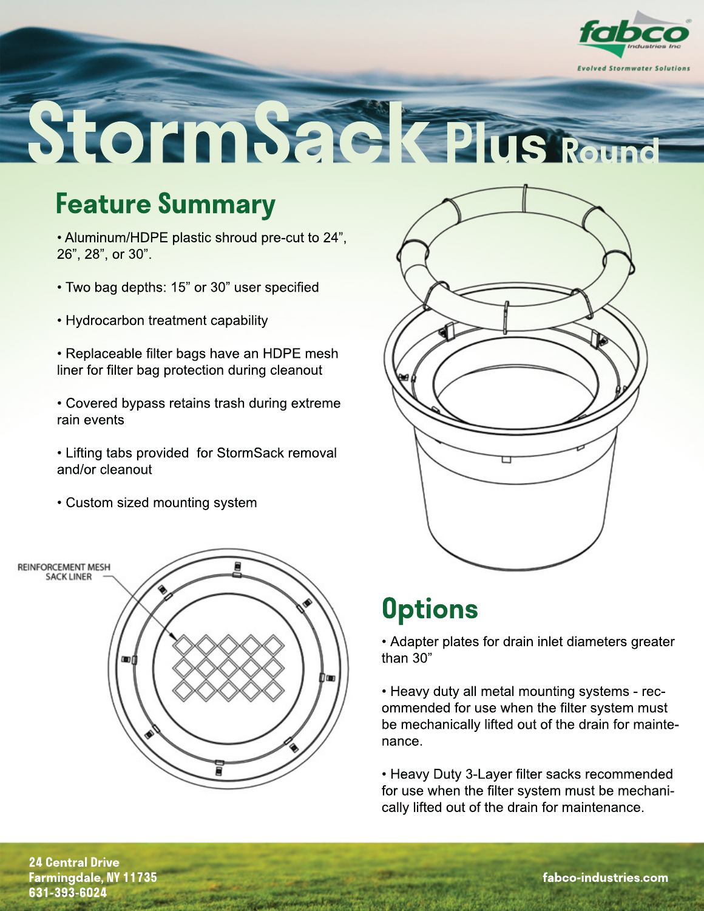fabco Industries Inc

*Evolved Stormwater Solutions*

# StormSack Plus Round

## Feature Summary

- Aluminum/HDPE plastic shroud pre-cut to 24", 26", 28", or 30".
- Two bag depths: 15" or 30" user specified
- Hydrocarbon treatment capability
- Replaceable filter bags have an HDPE mesh liner for filter bag protection during cleanout
- Covered bypass retains trash during extreme rain events
- Lifting tabs provided for StormSack removal and/or cleanout
- Custom sized mounting system

REINFORCEMENT MESH SACK LINER

## Options

- Adapter plates for drain inlet diameters greater than 30"
- Heavy duty all metal mounting systems - recommended for use when the filter system must be mechanically lifted out of the drain for maintenance.
- Heavy Duty 3-Layer filter sacks recommended for use when the filter system must be mechanically lifted out of the drain for maintenance.

**24 Central Drive**
**Farmingdale, NY 11735**
**631-393-6024**

**fabco-industries.com**